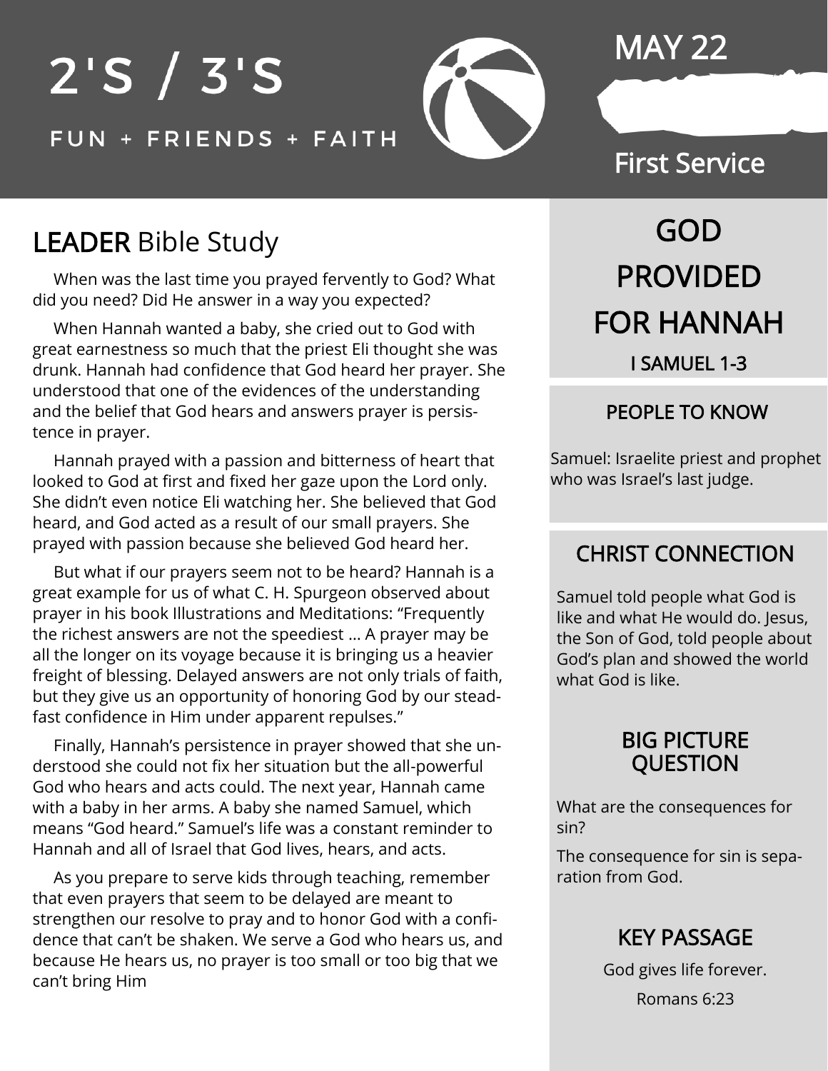# 2'S / 3'S

FUN + FRIENDS + FAITH

MAY 22

First Service

## LEADER Bible Study

When was the last time you prayed fervently to God? What did you need? Did He answer in a way you expected?

When Hannah wanted a baby, she cried out to God with great earnestness so much that the priest Eli thought she was drunk. Hannah had confidence that God heard her prayer. She understood that one of the evidences of the understanding and the belief that God hears and answers prayer is persistence in prayer.

Hannah prayed with a passion and bitterness of heart that looked to God at first and fixed her gaze upon the Lord only. She didn't even notice Eli watching her. She believed that God heard, and God acted as a result of our small prayers. She prayed with passion because she believed God heard her.

But what if our prayers seem not to be heard? Hannah is a great example for us of what C. H. Spurgeon observed about prayer in his book Illustrations and Meditations: "Frequently the richest answers are not the speediest ... A prayer may be all the longer on its voyage because it is bringing us a heavier freight of blessing. Delayed answers are not only trials of faith, but they give us an opportunity of honoring God by our steadfast confidence in Him under apparent repulses."

Finally, Hannah's persistence in prayer showed that she understood she could not fix her situation but the all-powerful God who hears and acts could. The next year, Hannah came with a baby in her arms. A baby she named Samuel, which means "God heard." Samuel's life was a constant reminder to Hannah and all of Israel that God lives, hears, and acts.

As you prepare to serve kids through teaching, remember that even prayers that seem to be delayed are meant to strengthen our resolve to pray and to honor God with a confidence that can't be shaken. We serve a God who hears us, and because He hears us, no prayer is too small or too big that we can't bring Him

## GOD PROVIDED FOR HANNAH

I SAMUEL 1-3

### PEOPLE TO KNOW

Samuel: Israelite priest and prophet who was Israel's last judge.

### CHRIST CONNECTION

Samuel told people what God is like and what He would do. Jesus, the Son of God, told people about God's plan and showed the world what God is like.

### BIG PICTURE QUESTION

What are the consequences for sin?

The consequence for sin is separation from God.

### KEY PASSAGE

God gives life forever.

Romans 6:23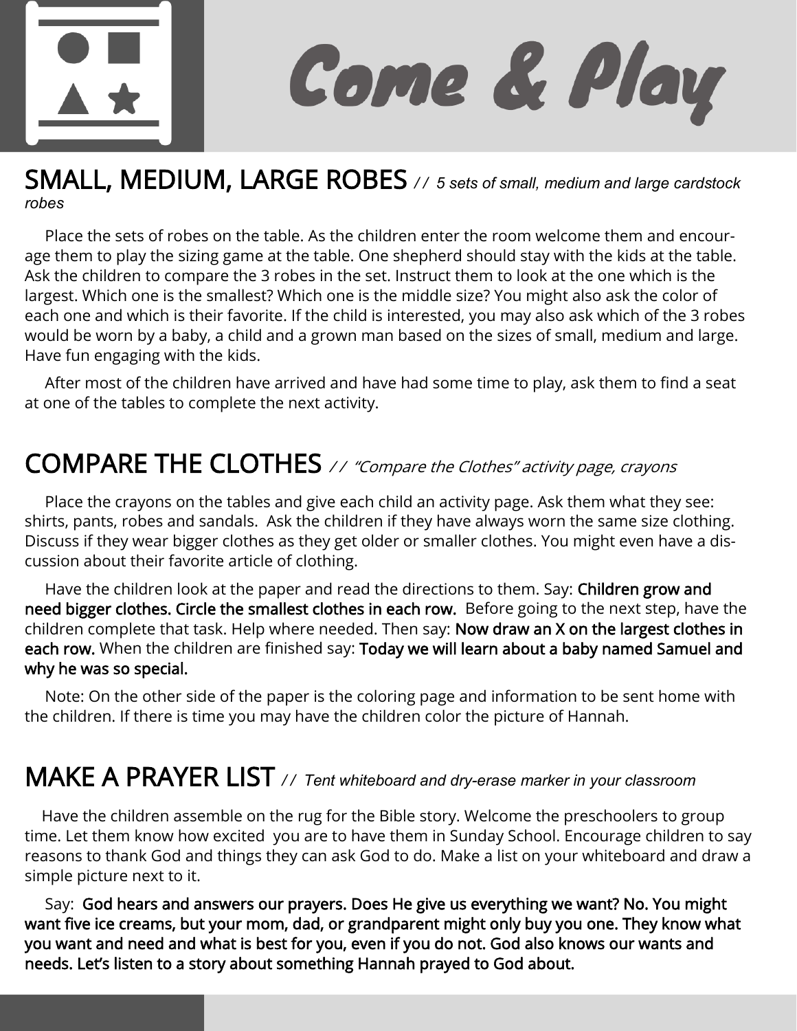# Come & Play

## SMALL, MEDIUM, LARGE ROBES // *5 sets of small, medium and large cardstock robes*

Place the sets of robes on the table. As the children enter the room welcome them and encourage them to play the sizing game at the table. One shepherd should stay with the kids at the table. Ask the children to compare the 3 robes in the set. Instruct them to look at the one which is the largest. Which one is the smallest? Which one is the middle size? You might also ask the color of each one and which is their favorite. If the child is interested, you may also ask which of the 3 robes would be worn by a baby, a child and a grown man based on the sizes of small, medium and large. Have fun engaging with the kids.

After most of the children have arrived and have had some time to play, ask them to find a seat at one of the tables to complete the next activity.

## COMPARE THE CLOTHES // *"Compare the Clothes" activity page, crayons*

Place the crayons on the tables and give each child an activity page. Ask them what they see: shirts, pants, robes and sandals. Ask the children if they have always worn the same size clothing. Discuss if they wear bigger clothes as they get older or smaller clothes. You might even have a discussion about their favorite article of clothing.

Have the children look at the paper and read the directions to them. Say: **Children grow and need bigger clothes. Circle the smallest clothes in each row.** Before going to the next step, have the children complete that task. Help where needed. Then say: **Now draw an X on the largest clothes in each row.** When the children are finished say: **Today we will learn about a baby named Samuel and why he was so special.**

Note: On the other side of the paper is the coloring page and information to be sent home with the children. If there is time you may have the children color the picture of Hannah.

## MAKE A PRAYER LIST // *Tent whiteboard and dry-erase marker in your classroom*

Have the children assemble on the rug for the Bible story. Welcome the preschoolers to group time. Let them know how excited you are to have them in Sunday School. Encourage children to say reasons to thank God and things they can ask God to do. Make a list on your whiteboard and draw a simple picture next to it.

Say: **God hears and answers our prayers. Does He give us everything we want? No. You might want five ice creams, but your mom, dad, or grandparent might only buy you one. They know what you want and need and what is best for you, even if you do not. God also knows our wants and needs. Let's listen to a story about something Hannah prayed to God about.**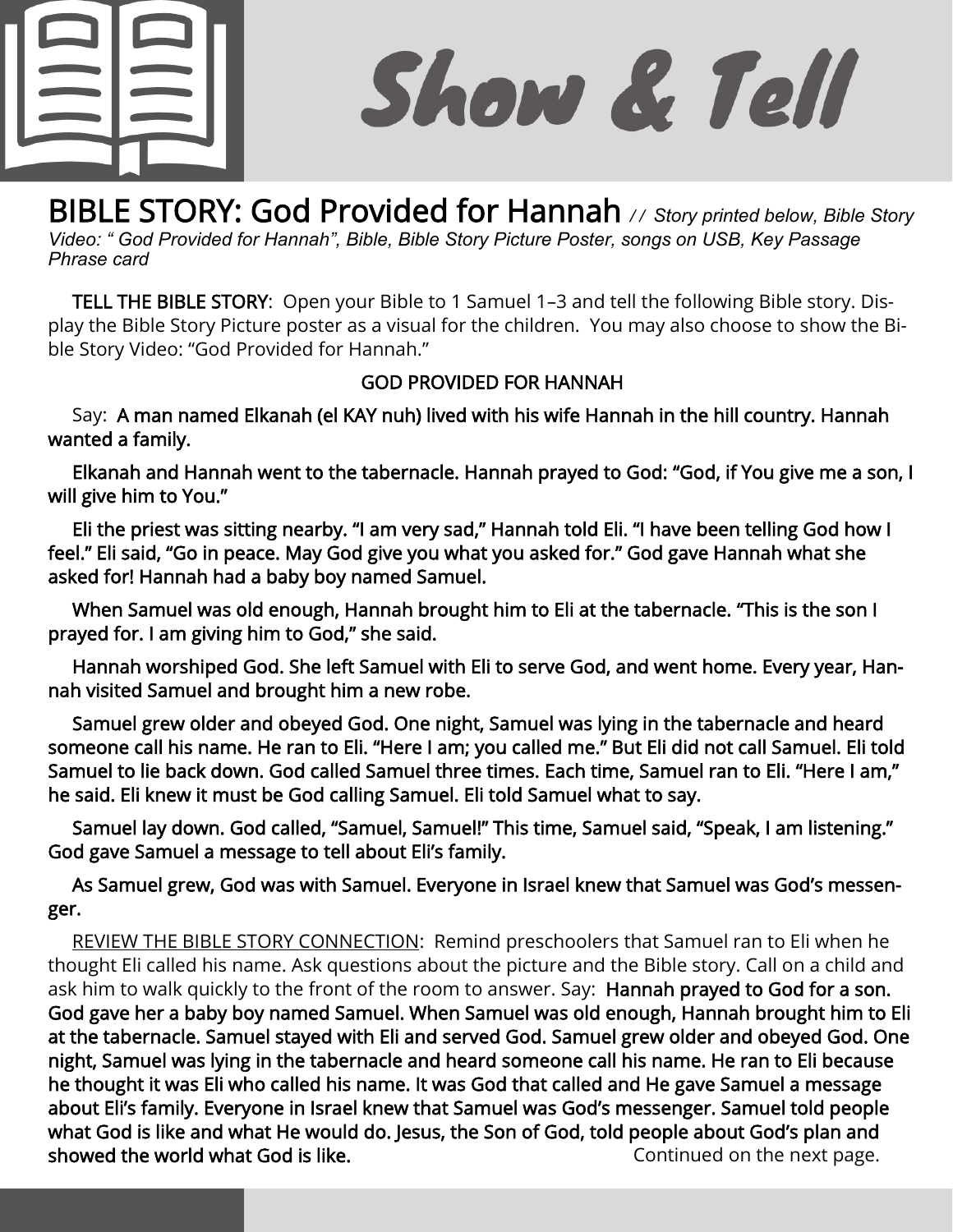# Show & Tell

## BIBLE STORY: God Provided for Hannah *// Story printed below, Bible Story Video: " God Provided for Hannah", Bible, Bible Story Picture Poster, songs on USB, Key Passage Phrase card*

**TELL THE BIBLE STORY**: Open your Bible to 1 Samuel 1–3 and tell the following Bible story. Display the Bible Story Picture poster as a visual for the children. You may also choose to show the Bible Story Video: "God Provided for Hannah."

**GOD PROVIDED FOR HANNAH**

Say: **A man named Elkanah (el KAY nuh) lived with his wife Hannah in the hill country. Hannah wanted a family.**

**Elkanah and Hannah went to the tabernacle. Hannah prayed to God: "God, if You give me a son, I will give him to You."**

**Eli the priest was sitting nearby. "I am very sad," Hannah told Eli. "I have been telling God how I feel." Eli said, "Go in peace. May God give you what you asked for." God gave Hannah what she asked for! Hannah had a baby boy named Samuel.**

**When Samuel was old enough, Hannah brought him to Eli at the tabernacle. "This is the son I prayed for. I am giving him to God," she said.**

**Hannah worshiped God. She left Samuel with Eli to serve God, and went home. Every year, Hannah visited Samuel and brought him a new robe.**

**Samuel grew older and obeyed God. One night, Samuel was lying in the tabernacle and heard someone call his name. He ran to Eli. "Here I am; you called me." But Eli did not call Samuel. Eli told Samuel to lie back down. God called Samuel three times. Each time, Samuel ran to Eli. "Here I am," he said. Eli knew it must be God calling Samuel. Eli told Samuel what to say.**

**Samuel lay down. God called, "Samuel, Samuel!" This time, Samuel said, "Speak, I am listening." God gave Samuel a message to tell about Eli's family.**

**As Samuel grew, God was with Samuel. Everyone in Israel knew that Samuel was God's messenger.**

REVIEW THE BIBLE STORY CONNECTION: Remind preschoolers that Samuel ran to Eli when he thought Eli called his name. Ask questions about the picture and the Bible story. Call on a child and ask him to walk quickly to the front of the room to answer. Say: **Hannah prayed to God for a son. God gave her a baby boy named Samuel. When Samuel was old enough, Hannah brought him to Eli at the tabernacle. Samuel stayed with Eli and served God. Samuel grew older and obeyed God. One night, Samuel was lying in the tabernacle and heard someone call his name. He ran to Eli because he thought it was Eli who called his name. It was God that called and He gave Samuel a message about Eli's family. Everyone in Israel knew that Samuel was God's messenger. Samuel told people what God is like and what He would do. Jesus, the Son of God, told people about God's plan and showed the world what God is like.** Continued on the next page.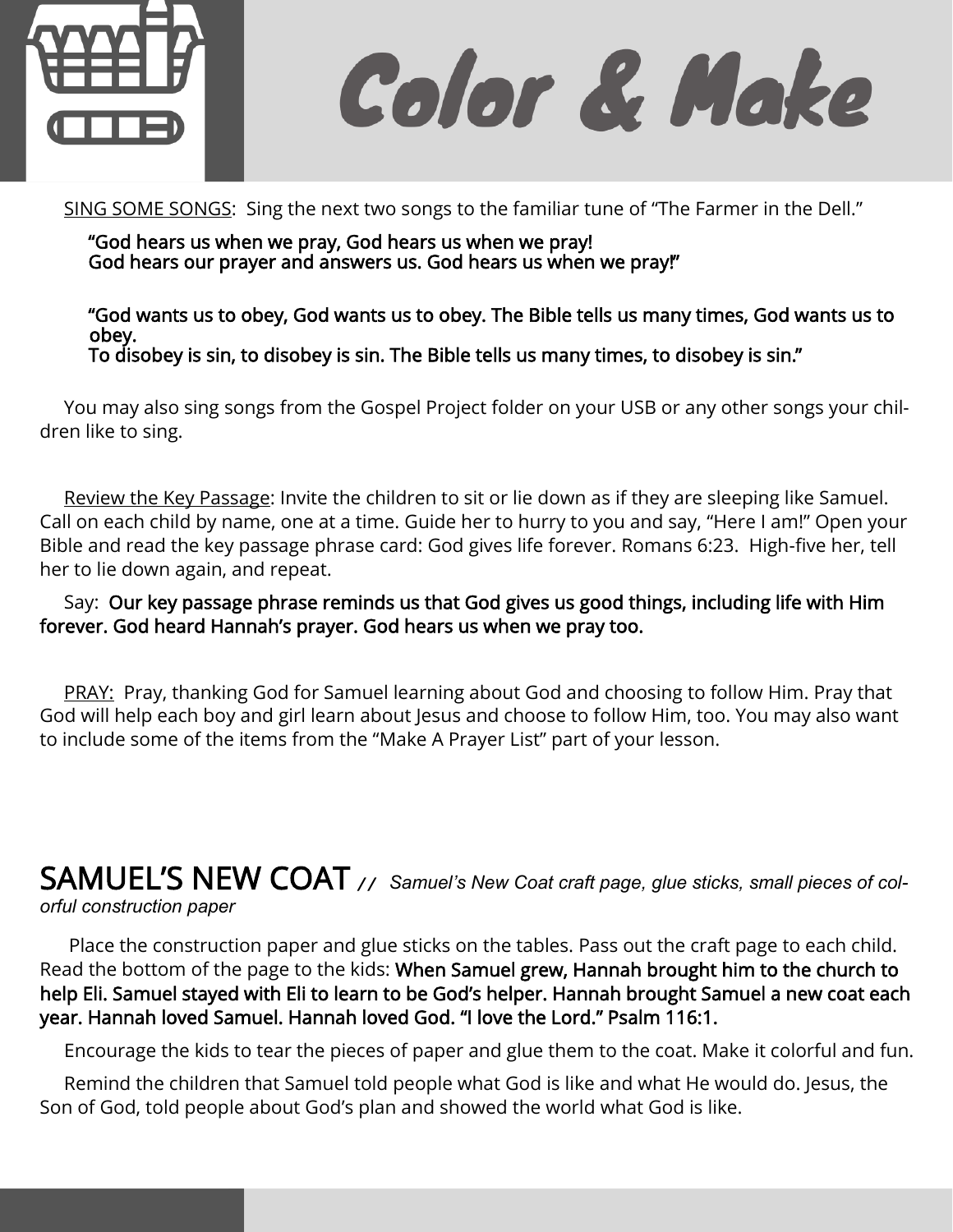# Color & Make

SING SOME SONGS: Sing the next two songs to the familiar tune of "The Farmer in the Dell."

**"God hears us when we pray, God hears us when we pray! God hears our prayer and answers us. God hears us when we pray!"**

**"God wants us to obey, God wants us to obey. The Bible tells us many times, God wants us to obey. To disobey is sin, to disobey is sin. The Bible tells us many times, to disobey is sin."**

You may also sing songs from the Gospel Project folder on your USB or any other songs your children like to sing.

Review the Key Passage: Invite the children to sit or lie down as if they are sleeping like Samuel. Call on each child by name, one at a time. Guide her to hurry to you and say, "Here I am!" Open your Bible and read the key passage phrase card: God gives life forever. Romans 6:23. High-five her, tell her to lie down again, and repeat.

Say: **Our key passage phrase reminds us that God gives us good things, including life with Him forever. God heard Hannah's prayer. God hears us when we pray too.**

PRAY: Pray, thanking God for Samuel learning about God and choosing to follow Him. Pray that God will help each boy and girl learn about Jesus and choose to follow Him, too. You may also want to include some of the items from the "Make A Prayer List" part of your lesson.

## SAMUEL'S NEW COAT // *Samuel's New Coat craft page, glue sticks, small pieces of colorful construction paper*

Place the construction paper and glue sticks on the tables. Pass out the craft page to each child. Read the bottom of the page to the kids: **When Samuel grew, Hannah brought him to the church to help Eli. Samuel stayed with Eli to learn to be God's helper. Hannah brought Samuel a new coat each year. Hannah loved Samuel. Hannah loved God. "I love the Lord." Psalm 116:1.**

Encourage the kids to tear the pieces of paper and glue them to the coat. Make it colorful and fun.

Remind the children that Samuel told people what God is like and what He would do. Jesus, the Son of God, told people about God's plan and showed the world what God is like.